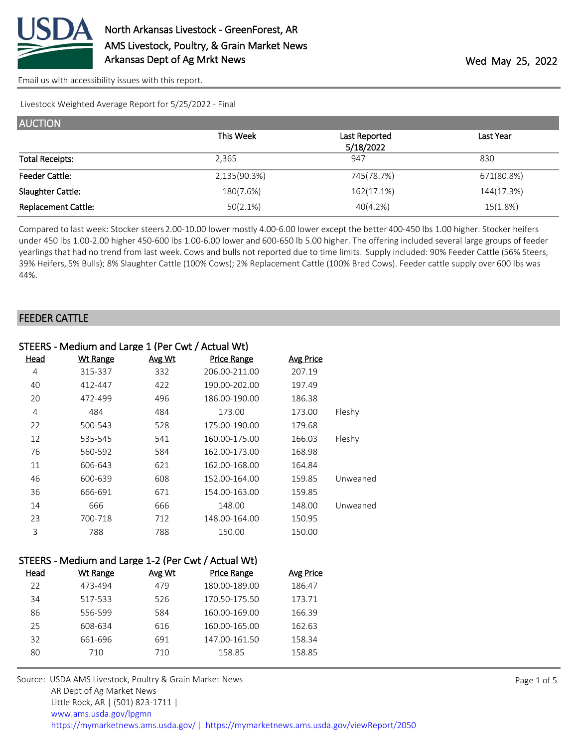# North Arkansas Livestock - GreenForest, AR
## AMS Livestock, Poultry, & Grain Market News
## Arkansas Dept of Ag Mrkt News

Wed May 25, 2022

Email us with accessibility issues with this report.

Livestock Weighted Average Report for 5/25/2022 - Final

## AUCTION

| | This Week | Last Reported 5/18/2022 | Last Year |
|---|---|---|---|
| Total Receipts: | 2,365 | 947 | 830 |
| Feeder Cattle: | 2,135(90.3%) | 745(78.7%) | 671(80.8%) |
| Slaughter Cattle: | 180(7.6%) | 162(17.1%) | 144(17.3%) |
| Replacement Cattle: | 50(2.1%) | 40(4.2%) | 15(1.8%) |

Compared to last week: Stocker steers 2.00-10.00 lower mostly 4.00-6.00 lower except the better 400-450 lbs 1.00 higher. Stocker heifers under 450 lbs 1.00-2.00 higher 450-600 lbs 1.00-6.00 lower and 600-650 lb 5.00 higher. The offering included several large groups of feeder yearlings that had no trend from last week. Cows and bulls not reported due to time limits. Supply included: 90% Feeder Cattle (56% Steers, 39% Heifers, 5% Bulls); 8% Slaughter Cattle (100% Cows); 2% Replacement Cattle (100% Bred Cows). Feeder cattle supply over 600 lbs was 44%.

## FEEDER CATTLE

### STEERS - Medium and Large 1 (Per Cwt / Actual Wt)

| Head | Wt Range | Avg Wt | Price Range | Avg Price | |
|---|---|---|---|---|---|
| 4 | 315-337 | 332 | 206.00-211.00 | 207.19 | |
| 40 | 412-447 | 422 | 190.00-202.00 | 197.49 | |
| 20 | 472-499 | 496 | 186.00-190.00 | 186.38 | |
| 4 | 484 | 484 | 173.00 | 173.00 | Fleshy |
| 22 | 500-543 | 528 | 175.00-190.00 | 179.68 | |
| 12 | 535-545 | 541 | 160.00-175.00 | 166.03 | Fleshy |
| 76 | 560-592 | 584 | 162.00-173.00 | 168.98 | |
| 11 | 606-643 | 621 | 162.00-168.00 | 164.84 | |
| 46 | 600-639 | 608 | 152.00-164.00 | 159.85 | Unweaned |
| 36 | 666-691 | 671 | 154.00-163.00 | 159.85 | |
| 14 | 666 | 666 | 148.00 | 148.00 | Unweaned |
| 23 | 700-718 | 712 | 148.00-164.00 | 150.95 | |
| 3 | 788 | 788 | 150.00 | 150.00 | |

### STEERS - Medium and Large 1-2 (Per Cwt / Actual Wt)

| Head | Wt Range | Avg Wt | Price Range | Avg Price |
|---|---|---|---|---|
| 22 | 473-494 | 479 | 180.00-189.00 | 186.47 |
| 34 | 517-533 | 526 | 170.50-175.50 | 173.71 |
| 86 | 556-599 | 584 | 160.00-169.00 | 166.39 |
| 25 | 608-634 | 616 | 160.00-165.00 | 162.63 |
| 32 | 661-696 | 691 | 147.00-161.50 | 158.34 |
| 80 | 710 | 710 | 158.85 | 158.85 |

Source: USDA AMS Livestock, Poultry & Grain Market News
AR Dept of Ag Market News
Little Rock, AR | (501) 823-1711 |
www.ams.usda.gov/lpgmn
https://mymarketnews.ams.usda.gov/ | https://mymarketnews.ams.usda.gov/viewReport/2050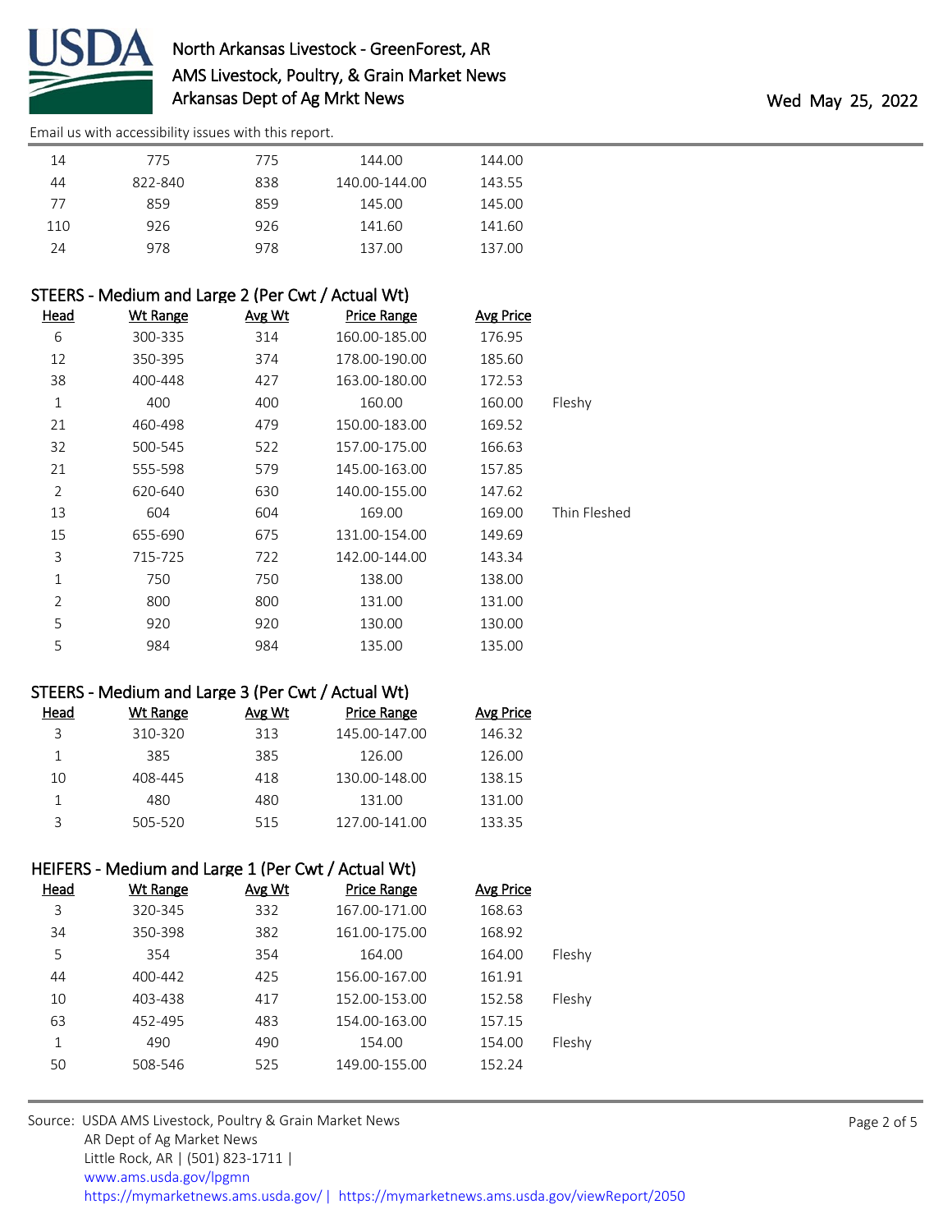| Head | Wt Range | Avg Wt | Price Range | Avg Price | |
|---|---|---|---|---|---|
| 14 | 775 | 775 | 144.00 | 144.00 | |
| 44 | 822-840 | 838 | 140.00-144.00 | 143.55 | |
| 77 | 859 | 859 | 145.00 | 145.00 | |
| 110 | 926 | 926 | 141.60 | 141.60 | |
| 24 | 978 | 978 | 137.00 | 137.00 | |

## STEERS - Medium and Large 2 (Per Cwt / Actual Wt)

| Head | Wt Range | Avg Wt | Price Range | Avg Price | |
|---|---|---|---|---|---|
| 6 | 300-335 | 314 | 160.00-185.00 | 176.95 | |
| 12 | 350-395 | 374 | 178.00-190.00 | 185.60 | |
| 38 | 400-448 | 427 | 163.00-180.00 | 172.53 | |
| 1 | 400 | 400 | 160.00 | 160.00 | Fleshy |
| 21 | 460-498 | 479 | 150.00-183.00 | 169.52 | |
| 32 | 500-545 | 522 | 157.00-175.00 | 166.63 | |
| 21 | 555-598 | 579 | 145.00-163.00 | 157.85 | |
| 2 | 620-640 | 630 | 140.00-155.00 | 147.62 | |
| 13 | 604 | 604 | 169.00 | 169.00 | Thin Fleshed |
| 15 | 655-690 | 675 | 131.00-154.00 | 149.69 | |
| 3 | 715-725 | 722 | 142.00-144.00 | 143.34 | |
| 1 | 750 | 750 | 138.00 | 138.00 | |
| 2 | 800 | 800 | 131.00 | 131.00 | |
| 5 | 920 | 920 | 130.00 | 130.00 | |
| 5 | 984 | 984 | 135.00 | 135.00 | |

## STEERS - Medium and Large 3 (Per Cwt / Actual Wt)

| Head | Wt Range | Avg Wt | Price Range | Avg Price |
|---|---|---|---|---|
| 3 | 310-320 | 313 | 145.00-147.00 | 146.32 |
| 1 | 385 | 385 | 126.00 | 126.00 |
| 10 | 408-445 | 418 | 130.00-148.00 | 138.15 |
| 1 | 480 | 480 | 131.00 | 131.00 |
| 3 | 505-520 | 515 | 127.00-141.00 | 133.35 |

## HEIFERS - Medium and Large 1 (Per Cwt / Actual Wt)

| Head | Wt Range | Avg Wt | Price Range | Avg Price | |
|---|---|---|---|---|---|
| 3 | 320-345 | 332 | 167.00-171.00 | 168.63 | |
| 34 | 350-398 | 382 | 161.00-175.00 | 168.92 | |
| 5 | 354 | 354 | 164.00 | 164.00 | Fleshy |
| 44 | 400-442 | 425 | 156.00-167.00 | 161.91 | |
| 10 | 403-438 | 417 | 152.00-153.00 | 152.58 | Fleshy |
| 63 | 452-495 | 483 | 154.00-163.00 | 157.15 | |
| 1 | 490 | 490 | 154.00 | 154.00 | Fleshy |
| 50 | 508-546 | 525 | 149.00-155.00 | 152.24 | |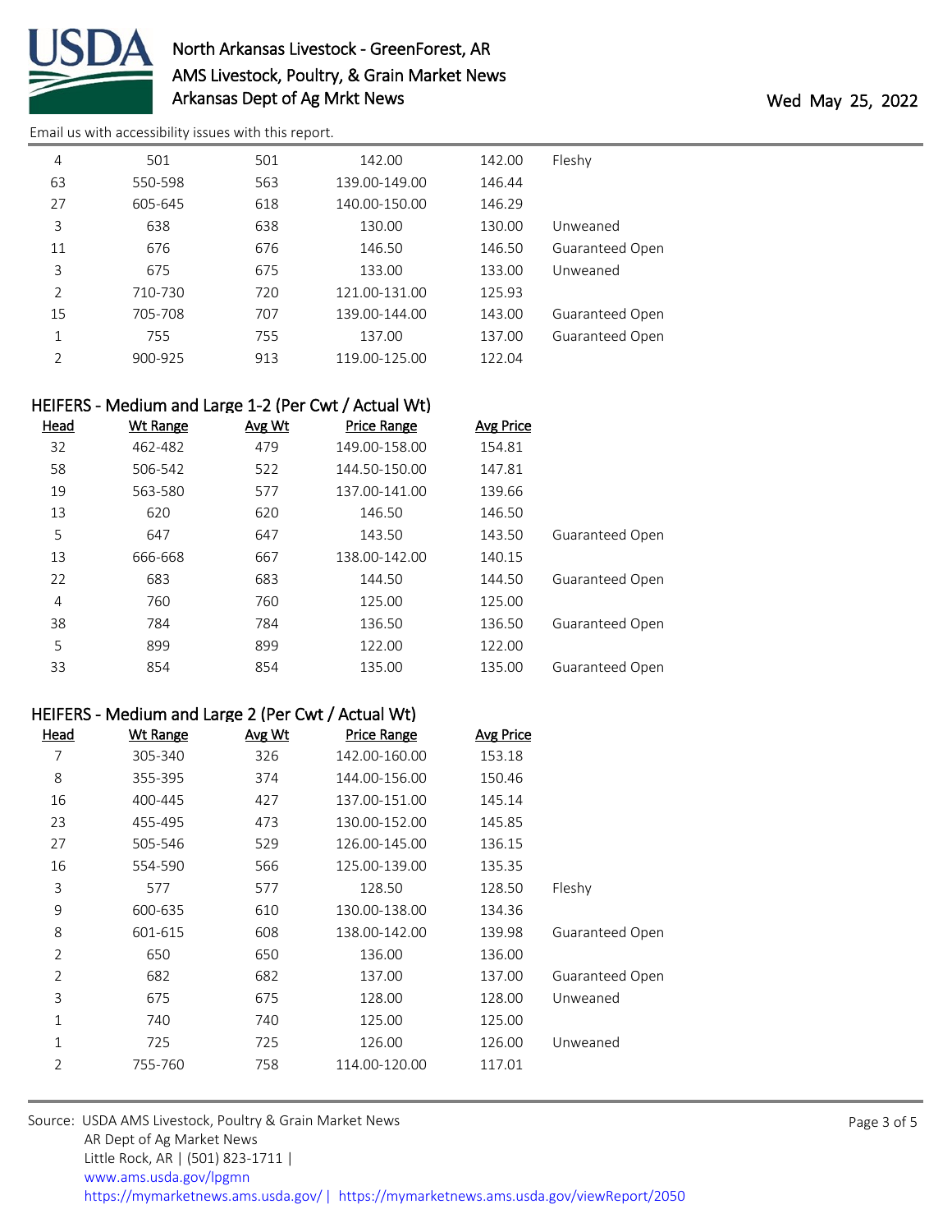| Head | Wt Range | Avg Wt | Price Range | Avg Price | |
|---|---|---|---|---|---|
| 4 | 501 | 501 | 142.00 | 142.00 | Fleshy |
| 63 | 550-598 | 563 | 139.00-149.00 | 146.44 | |
| 27 | 605-645 | 618 | 140.00-150.00 | 146.29 | |
| 3 | 638 | 638 | 130.00 | 130.00 | Unweaned |
| 11 | 676 | 676 | 146.50 | 146.50 | Guaranteed Open |
| 3 | 675 | 675 | 133.00 | 133.00 | Unweaned |
| 2 | 710-730 | 720 | 121.00-131.00 | 125.93 | |
| 15 | 705-708 | 707 | 139.00-144.00 | 143.00 | Guaranteed Open |
| 1 | 755 | 755 | 137.00 | 137.00 | Guaranteed Open |
| 2 | 900-925 | 913 | 119.00-125.00 | 122.04 | |

## HEIFERS - Medium and Large 1-2 (Per Cwt / Actual Wt)

| Head | Wt Range | Avg Wt | Price Range | Avg Price | |
|---|---|---|---|---|---|
| 32 | 462-482 | 479 | 149.00-158.00 | 154.81 | |
| 58 | 506-542 | 522 | 144.50-150.00 | 147.81 | |
| 19 | 563-580 | 577 | 137.00-141.00 | 139.66 | |
| 13 | 620 | 620 | 146.50 | 146.50 | |
| 5 | 647 | 647 | 143.50 | 143.50 | Guaranteed Open |
| 13 | 666-668 | 667 | 138.00-142.00 | 140.15 | |
| 22 | 683 | 683 | 144.50 | 144.50 | Guaranteed Open |
| 4 | 760 | 760 | 125.00 | 125.00 | |
| 38 | 784 | 784 | 136.50 | 136.50 | Guaranteed Open |
| 5 | 899 | 899 | 122.00 | 122.00 | |
| 33 | 854 | 854 | 135.00 | 135.00 | Guaranteed Open |

## HEIFERS - Medium and Large 2 (Per Cwt / Actual Wt)

| Head | Wt Range | Avg Wt | Price Range | Avg Price | |
|---|---|---|---|---|---|
| 7 | 305-340 | 326 | 142.00-160.00 | 153.18 | |
| 8 | 355-395 | 374 | 144.00-156.00 | 150.46 | |
| 16 | 400-445 | 427 | 137.00-151.00 | 145.14 | |
| 23 | 455-495 | 473 | 130.00-152.00 | 145.85 | |
| 27 | 505-546 | 529 | 126.00-145.00 | 136.15 | |
| 16 | 554-590 | 566 | 125.00-139.00 | 135.35 | |
| 3 | 577 | 577 | 128.50 | 128.50 | Fleshy |
| 9 | 600-635 | 610 | 130.00-138.00 | 134.36 | |
| 8 | 601-615 | 608 | 138.00-142.00 | 139.98 | Guaranteed Open |
| 2 | 650 | 650 | 136.00 | 136.00 | |
| 2 | 682 | 682 | 137.00 | 137.00 | Guaranteed Open |
| 3 | 675 | 675 | 128.00 | 128.00 | Unweaned |
| 1 | 740 | 740 | 125.00 | 125.00 | |
| 1 | 725 | 725 | 126.00 | 126.00 | Unweaned |
| 2 | 755-760 | 758 | 114.00-120.00 | 117.01 | |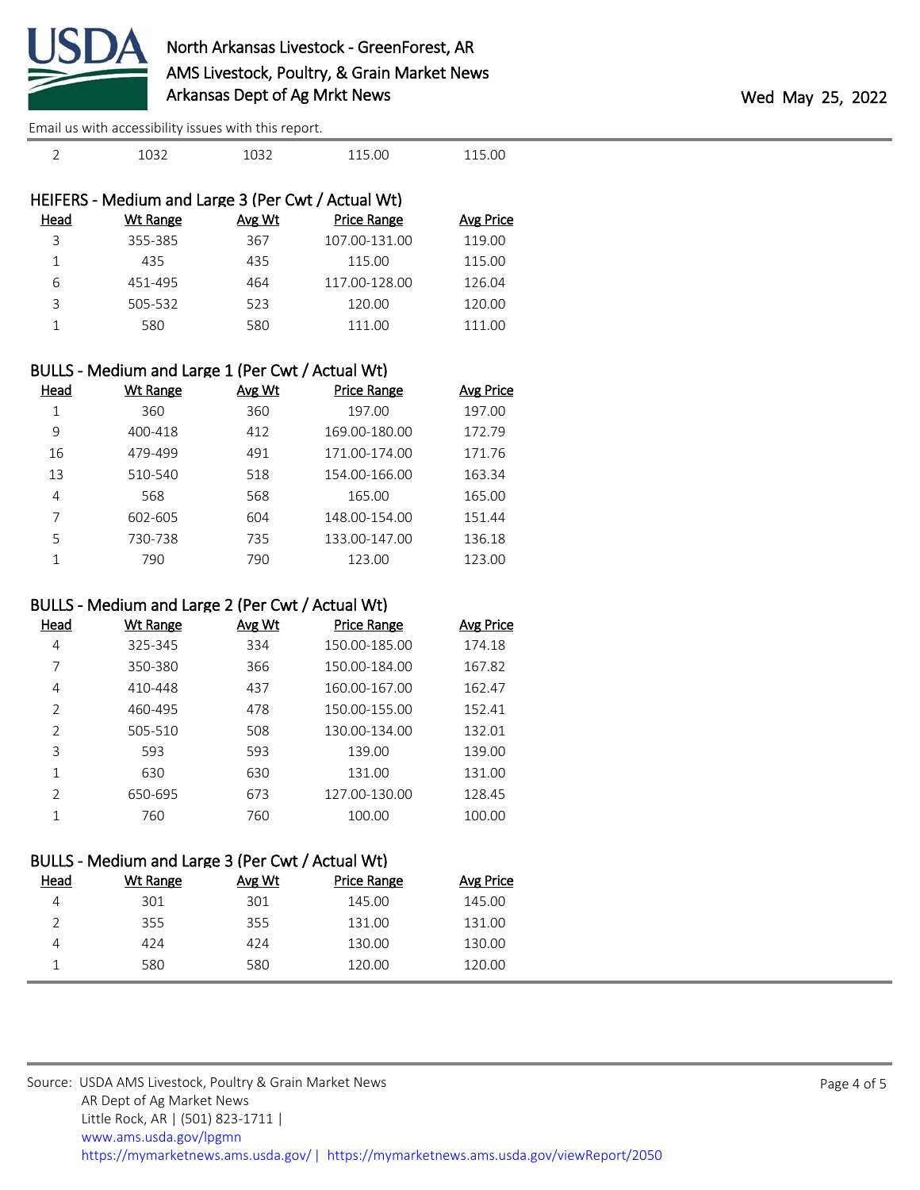| Head | Wt Range | Avg Wt | Price Range | Avg Price |
|---|---|---|---|---|
| 2 | 1032 | 1032 | 115.00 | 115.00 |

## HEIFERS - Medium and Large 3 (Per Cwt / Actual Wt)

| Head | Wt Range | Avg Wt | Price Range | Avg Price |
|---|---|---|---|---|
| 3 | 355-385 | 367 | 107.00-131.00 | 119.00 |
| 1 | 435 | 435 | 115.00 | 115.00 |
| 6 | 451-495 | 464 | 117.00-128.00 | 126.04 |
| 3 | 505-532 | 523 | 120.00 | 120.00 |
| 1 | 580 | 580 | 111.00 | 111.00 |

## BULLS - Medium and Large 1 (Per Cwt / Actual Wt)

| Head | Wt Range | Avg Wt | Price Range | Avg Price |
|---|---|---|---|---|
| 1 | 360 | 360 | 197.00 | 197.00 |
| 9 | 400-418 | 412 | 169.00-180.00 | 172.79 |
| 16 | 479-499 | 491 | 171.00-174.00 | 171.76 |
| 13 | 510-540 | 518 | 154.00-166.00 | 163.34 |
| 4 | 568 | 568 | 165.00 | 165.00 |
| 7 | 602-605 | 604 | 148.00-154.00 | 151.44 |
| 5 | 730-738 | 735 | 133.00-147.00 | 136.18 |
| 1 | 790 | 790 | 123.00 | 123.00 |

## BULLS - Medium and Large 2 (Per Cwt / Actual Wt)

| Head | Wt Range | Avg Wt | Price Range | Avg Price |
|---|---|---|---|---|
| 4 | 325-345 | 334 | 150.00-185.00 | 174.18 |
| 7 | 350-380 | 366 | 150.00-184.00 | 167.82 |
| 4 | 410-448 | 437 | 160.00-167.00 | 162.47 |
| 2 | 460-495 | 478 | 150.00-155.00 | 152.41 |
| 2 | 505-510 | 508 | 130.00-134.00 | 132.01 |
| 3 | 593 | 593 | 139.00 | 139.00 |
| 1 | 630 | 630 | 131.00 | 131.00 |
| 2 | 650-695 | 673 | 127.00-130.00 | 128.45 |
| 1 | 760 | 760 | 100.00 | 100.00 |

## BULLS - Medium and Large 3 (Per Cwt / Actual Wt)

| Head | Wt Range | Avg Wt | Price Range | Avg Price |
|---|---|---|---|---|
| 4 | 301 | 301 | 145.00 | 145.00 |
| 2 | 355 | 355 | 131.00 | 131.00 |
| 4 | 424 | 424 | 130.00 | 130.00 |
| 1 | 580 | 580 | 120.00 | 120.00 |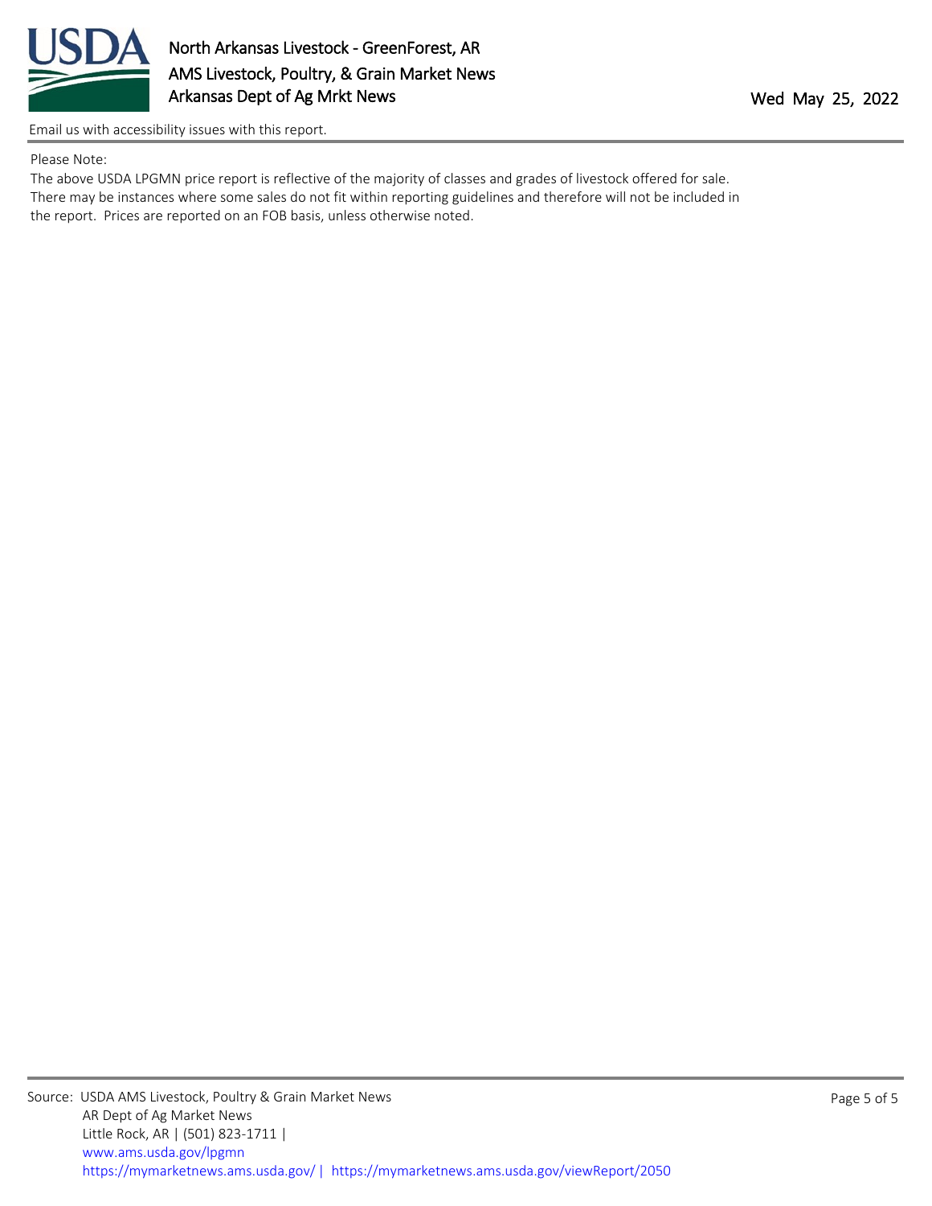Please Note:

The above USDA LPGMN price report is reflective of the majority of classes and grades of livestock offered for sale. There may be instances where some sales do not fit within reporting guidelines and therefore will not be included in the report. Prices are reported on an FOB basis, unless otherwise noted.

Source: USDA AMS Livestock, Poultry & Grain Market News
AR Dept of Ag Market News
Little Rock, AR | (501) 823-1711 |
www.ams.usda.gov/lpgmn
https://mymarketnews.ams.usda.gov/ | https://mymarketnews.ams.usda.gov/viewReport/2050